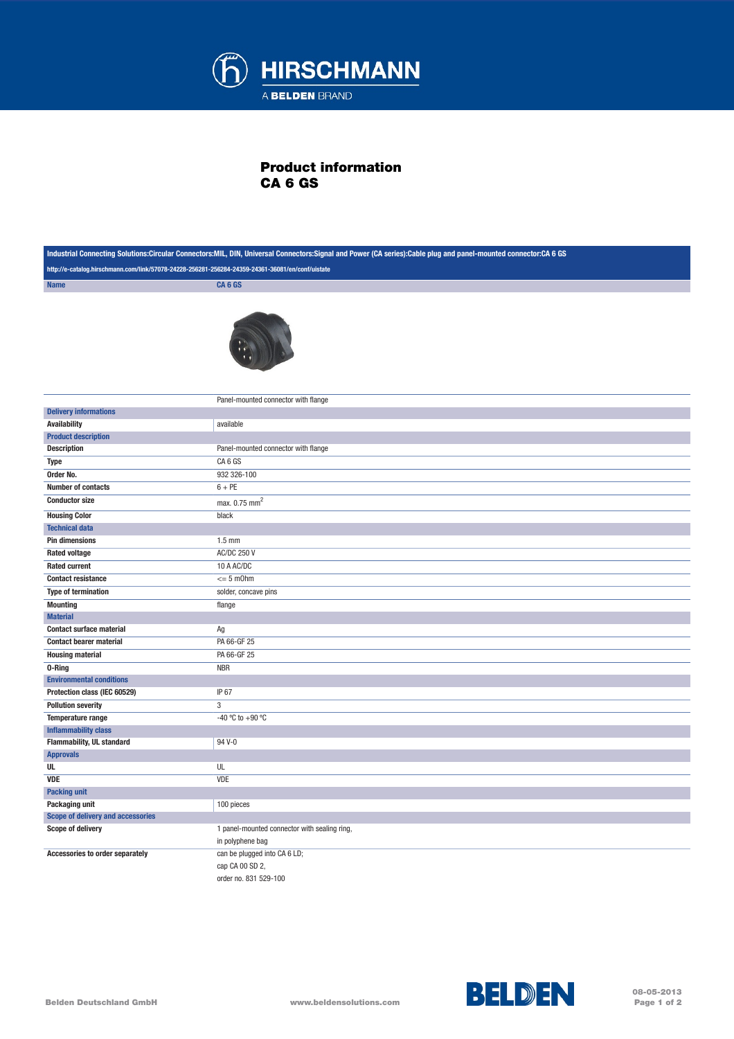# Product information
# CA 6 GS

**Industrial Connecting Solutions:Circular Connectors:MIL, DIN, Universal Connectors:Signal and Power (CA series):Cable plug and panel-mounted connector:CA 6 GS**

http://e-catalog.hirschmann.com/link/57078-24228-256281-256284-24359-24361-36081/en/conf/uistate

| Name | CA 6 GS |
|---|---|
| | Panel-mounted connector with flange |
| **Delivery informations** | |
| Availability | available |
| **Product description** | |
| Description | Panel-mounted connector with flange |
| Type | CA 6 GS |
| Order No. | 932 326-100 |
| Number of contacts | 6 + PE |
| Conductor size | max. 0.75 $mm^2$ |
| Housing Color | black |
| **Technical data** | |
| Pin dimensions | 1.5 mm |
| Rated voltage | AC/DC 250 V |
| Rated current | 10 A AC/DC |
| Contact resistance | <= 5 mOhm |
| Type of termination | solder, concave pins |
| Mounting | flange |
| **Material** | |
| Contact surface material | Ag |
| Contact bearer material | PA 66-GF 25 |
| Housing material | PA 66-GF 25 |
| O-Ring | NBR |
| **Environmental conditions** | |
| Protection class (IEC 60529) | IP 67 |
| Pollution severity | 3 |
| Temperature range | -40 °C to +90 °C |
| **Inflammability class** | |
| Flammability, UL standard | 94 V-0 |
| **Approvals** | |
| UL | UL |
| VDE | VDE |
| **Packing unit** | |
| Packaging unit | 100 pieces |
| **Scope of delivery and accessories** | |
| Scope of delivery | 1 panel-mounted connector with sealing ring, in polyphene bag |
| Accessories to order separately | can be plugged into CA 6 LD; cap CA 00 SD 2, order no. 831 529-100 |

Belden Deutschland GmbH www.beldensolutions.com 08-05-2013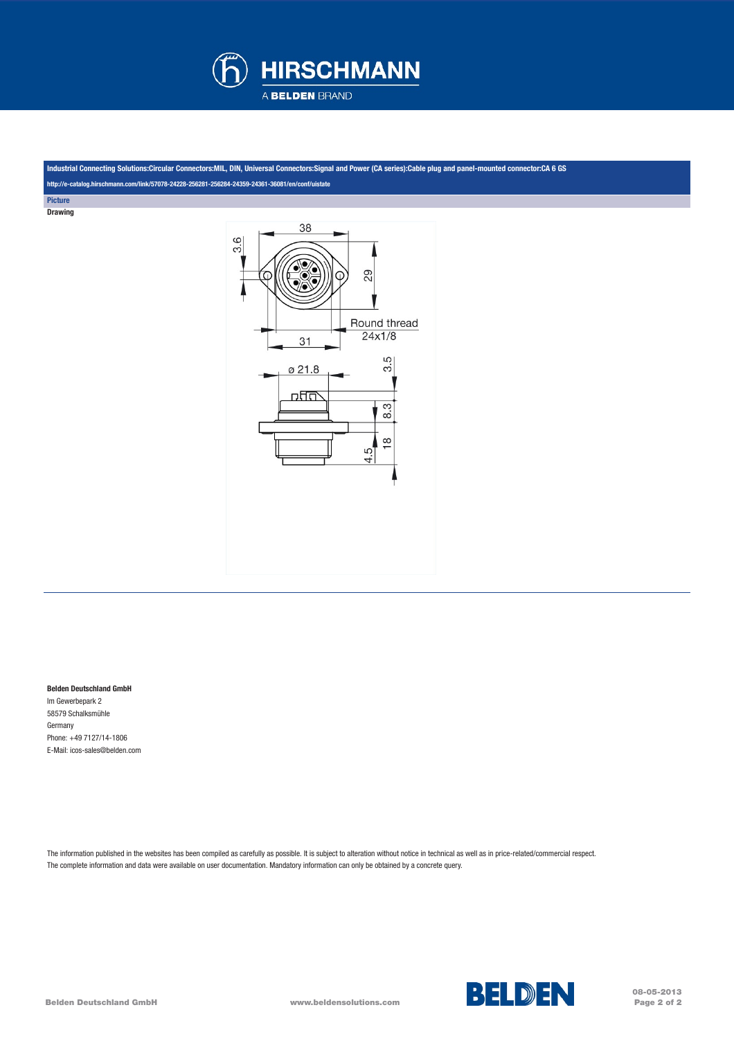**Industrial Connecting Solutions:Circular Connectors:MIL, DIN, Universal Connectors:Signal and Power (CA series):Cable plug and panel-mounted connector:CA 6 GS**

http://e-catalog.hirschmann.com/link/57078-24228-256281-256284-24359-24361-36081/en/conf/uistate

**Picture**

**Drawing**

38
3.6
29
Round thread
24x1/8
31
ø 21.8
3.5
8.3
18
4.5

**Belden Deutschland GmbH**
Im Gewerbepark 2
58579 Schalksmühle
Germany
Phone: +49 7127/14-1806
E-Mail: icos-sales@belden.com

The information published in the websites has been compiled as carefully as possible. It is subject to alteration without notice in technical as well as in price-related/commercial respect.
The complete information and data were available on user documentation. Mandatory information can only be obtained by a concrete query.